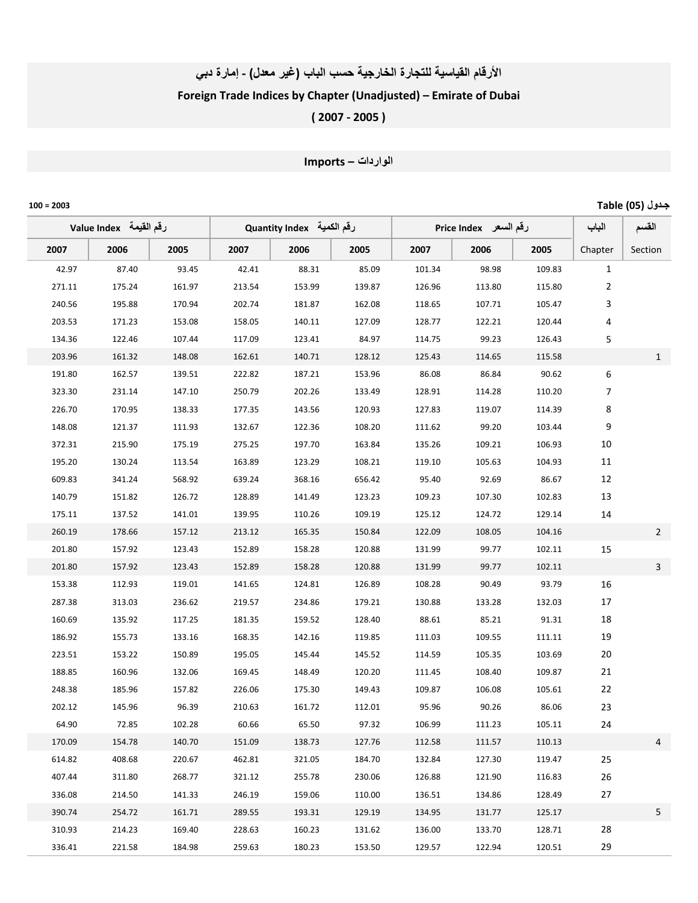# الأرقام القياسية للتجارة الخارجية حسب الباب (غير معدل) - إمارة دبي

# Foreign Trade Indices by Chapter (Unadjusted) – Emirate of Dubai

# ( 2007 - 2005 )

## Imports – الواردات

100 = 2003

جدول Table (05)

| Value Index رقم القيمة | | | Quantity Index رقم الكمية | | | Price Index رقم السعر | | | الباب | القسم |
|---|---|---|---|---|---|---|---|---|---|---|
| 2007 | 2006 | 2005 | 2007 | 2006 | 2005 | 2007 | 2006 | 2005 | Chapter | Section |
| 42.97 | 87.40 | 93.45 | 42.41 | 88.31 | 85.09 | 101.34 | 98.98 | 109.83 | 1 | |
| 271.11 | 175.24 | 161.97 | 213.54 | 153.99 | 139.87 | 126.96 | 113.80 | 115.80 | 2 | |
| 240.56 | 195.88 | 170.94 | 202.74 | 181.87 | 162.08 | 118.65 | 107.71 | 105.47 | 3 | |
| 203.53 | 171.23 | 153.08 | 158.05 | 140.11 | 127.09 | 128.77 | 122.21 | 120.44 | 4 | |
| 134.36 | 122.46 | 107.44 | 117.09 | 123.41 | 84.97 | 114.75 | 99.23 | 126.43 | 5 | |
| 203.96 | 161.32 | 148.08 | 162.61 | 140.71 | 128.12 | 125.43 | 114.65 | 115.58 | | 1 |
| 191.80 | 162.57 | 139.51 | 222.82 | 187.21 | 153.96 | 86.08 | 86.84 | 90.62 | 6 | |
| 323.30 | 231.14 | 147.10 | 250.79 | 202.26 | 133.49 | 128.91 | 114.28 | 110.20 | 7 | |
| 226.70 | 170.95 | 138.33 | 177.35 | 143.56 | 120.93 | 127.83 | 119.07 | 114.39 | 8 | |
| 148.08 | 121.37 | 111.93 | 132.67 | 122.36 | 108.20 | 111.62 | 99.20 | 103.44 | 9 | |
| 372.31 | 215.90 | 175.19 | 275.25 | 197.70 | 163.84 | 135.26 | 109.21 | 106.93 | 10 | |
| 195.20 | 130.24 | 113.54 | 163.89 | 123.29 | 108.21 | 119.10 | 105.63 | 104.93 | 11 | |
| 609.83 | 341.24 | 568.92 | 639.24 | 368.16 | 656.42 | 95.40 | 92.69 | 86.67 | 12 | |
| 140.79 | 151.82 | 126.72 | 128.89 | 141.49 | 123.23 | 109.23 | 107.30 | 102.83 | 13 | |
| 175.11 | 137.52 | 141.01 | 139.95 | 110.26 | 109.19 | 125.12 | 124.72 | 129.14 | 14 | |
| 260.19 | 178.66 | 157.12 | 213.12 | 165.35 | 150.84 | 122.09 | 108.05 | 104.16 | | 2 |
| 201.80 | 157.92 | 123.43 | 152.89 | 158.28 | 120.88 | 131.99 | 99.77 | 102.11 | 15 | |
| 201.80 | 157.92 | 123.43 | 152.89 | 158.28 | 120.88 | 131.99 | 99.77 | 102.11 | | 3 |
| 153.38 | 112.93 | 119.01 | 141.65 | 124.81 | 126.89 | 108.28 | 90.49 | 93.79 | 16 | |
| 287.38 | 313.03 | 236.62 | 219.57 | 234.86 | 179.21 | 130.88 | 133.28 | 132.03 | 17 | |
| 160.69 | 135.92 | 117.25 | 181.35 | 159.52 | 128.40 | 88.61 | 85.21 | 91.31 | 18 | |
| 186.92 | 155.73 | 133.16 | 168.35 | 142.16 | 119.85 | 111.03 | 109.55 | 111.11 | 19 | |
| 223.51 | 153.22 | 150.89 | 195.05 | 145.44 | 145.52 | 114.59 | 105.35 | 103.69 | 20 | |
| 188.85 | 160.96 | 132.06 | 169.45 | 148.49 | 120.20 | 111.45 | 108.40 | 109.87 | 21 | |
| 248.38 | 185.96 | 157.82 | 226.06 | 175.30 | 149.43 | 109.87 | 106.08 | 105.61 | 22 | |
| 202.12 | 145.96 | 96.39 | 210.63 | 161.72 | 112.01 | 95.96 | 90.26 | 86.06 | 23 | |
| 64.90 | 72.85 | 102.28 | 60.66 | 65.50 | 97.32 | 106.99 | 111.23 | 105.11 | 24 | |
| 170.09 | 154.78 | 140.70 | 151.09 | 138.73 | 127.76 | 112.58 | 111.57 | 110.13 | | 4 |
| 614.82 | 408.68 | 220.67 | 462.81 | 321.05 | 184.70 | 132.84 | 127.30 | 119.47 | 25 | |
| 407.44 | 311.80 | 268.77 | 321.12 | 255.78 | 230.06 | 126.88 | 121.90 | 116.83 | 26 | |
| 336.08 | 214.50 | 141.33 | 246.19 | 159.06 | 110.00 | 136.51 | 134.86 | 128.49 | 27 | |
| 390.74 | 254.72 | 161.71 | 289.55 | 193.31 | 129.19 | 134.95 | 131.77 | 125.17 | | 5 |
| 310.93 | 214.23 | 169.40 | 228.63 | 160.23 | 131.62 | 136.00 | 133.70 | 128.71 | 28 | |
| 336.41 | 221.58 | 184.98 | 259.63 | 180.23 | 153.50 | 129.57 | 122.94 | 120.51 | 29 | |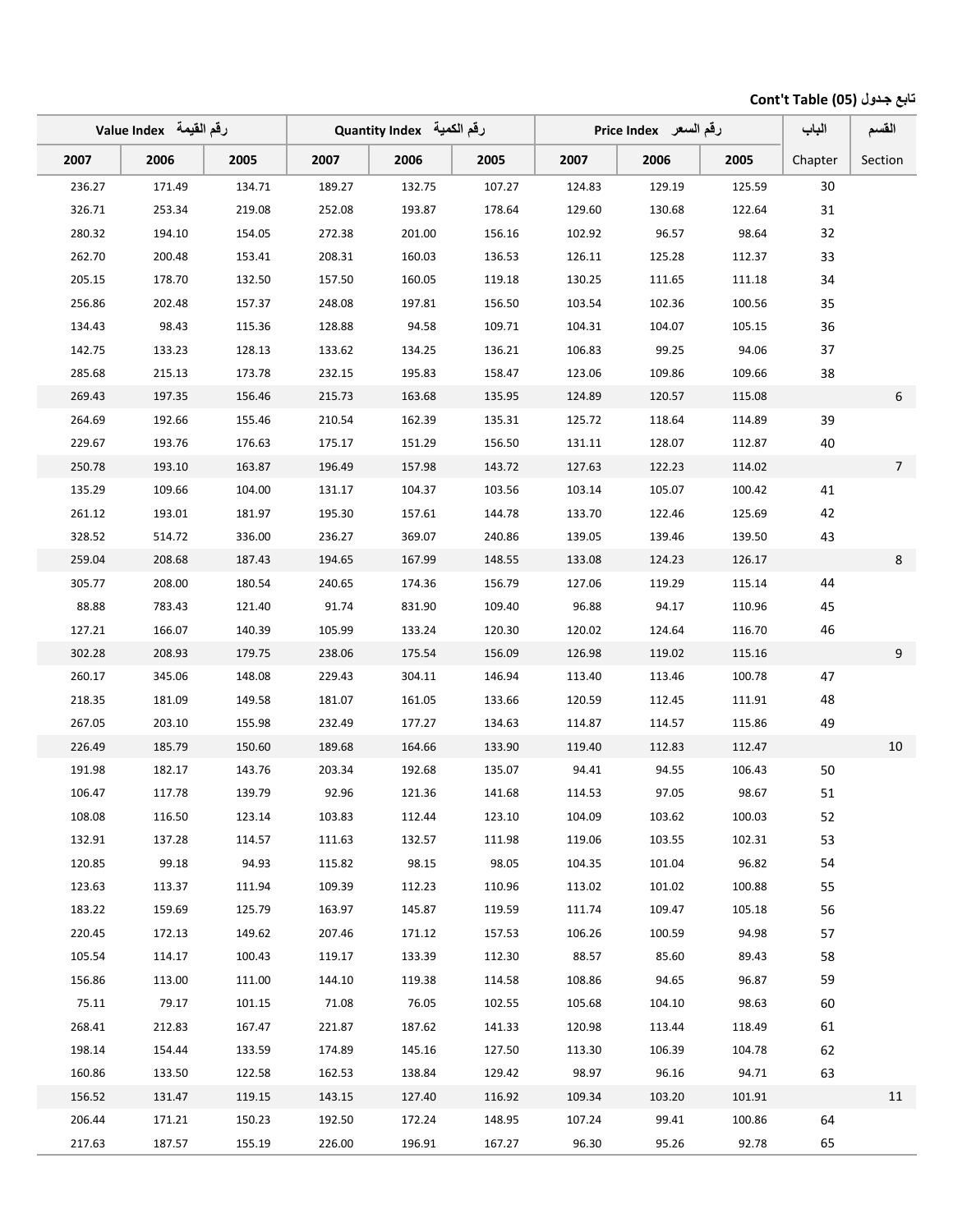**Cont't Table (05) تابع جدول**

| Value Index رقم القيمة | | | Quantity Index رقم الكمية | | | Price Index رقم السعر | | | الباب | القسم |
|---|---|---|---|---|---|---|---|---|---|---|
| 2007 | 2006 | 2005 | 2007 | 2006 | 2005 | 2007 | 2006 | 2005 | Chapter | Section |
| 236.27 | 171.49 | 134.71 | 189.27 | 132.75 | 107.27 | 124.83 | 129.19 | 125.59 | 30 | |
| 326.71 | 253.34 | 219.08 | 252.08 | 193.87 | 178.64 | 129.60 | 130.68 | 122.64 | 31 | |
| 280.32 | 194.10 | 154.05 | 272.38 | 201.00 | 156.16 | 102.92 | 96.57 | 98.64 | 32 | |
| 262.70 | 200.48 | 153.41 | 208.31 | 160.03 | 136.53 | 126.11 | 125.28 | 112.37 | 33 | |
| 205.15 | 178.70 | 132.50 | 157.50 | 160.05 | 119.18 | 130.25 | 111.65 | 111.18 | 34 | |
| 256.86 | 202.48 | 157.37 | 248.08 | 197.81 | 156.50 | 103.54 | 102.36 | 100.56 | 35 | |
| 134.43 | 98.43 | 115.36 | 128.88 | 94.58 | 109.71 | 104.31 | 104.07 | 105.15 | 36 | |
| 142.75 | 133.23 | 128.13 | 133.62 | 134.25 | 136.21 | 106.83 | 99.25 | 94.06 | 37 | |
| 285.68 | 215.13 | 173.78 | 232.15 | 195.83 | 158.47 | 123.06 | 109.86 | 109.66 | 38 | |
| 269.43 | 197.35 | 156.46 | 215.73 | 163.68 | 135.95 | 124.89 | 120.57 | 115.08 | | 6 |
| 264.69 | 192.66 | 155.46 | 210.54 | 162.39 | 135.31 | 125.72 | 118.64 | 114.89 | 39 | |
| 229.67 | 193.76 | 176.63 | 175.17 | 151.29 | 156.50 | 131.11 | 128.07 | 112.87 | 40 | |
| 250.78 | 193.10 | 163.87 | 196.49 | 157.98 | 143.72 | 127.63 | 122.23 | 114.02 | | 7 |
| 135.29 | 109.66 | 104.00 | 131.17 | 104.37 | 103.56 | 103.14 | 105.07 | 100.42 | 41 | |
| 261.12 | 193.01 | 181.97 | 195.30 | 157.61 | 144.78 | 133.70 | 122.46 | 125.69 | 42 | |
| 328.52 | 514.72 | 336.00 | 236.27 | 369.07 | 240.86 | 139.05 | 139.46 | 139.50 | 43 | |
| 259.04 | 208.68 | 187.43 | 194.65 | 167.99 | 148.55 | 133.08 | 124.23 | 126.17 | | 8 |
| 305.77 | 208.00 | 180.54 | 240.65 | 174.36 | 156.79 | 127.06 | 119.29 | 115.14 | 44 | |
| 88.88 | 783.43 | 121.40 | 91.74 | 831.90 | 109.40 | 96.88 | 94.17 | 110.96 | 45 | |
| 127.21 | 166.07 | 140.39 | 105.99 | 133.24 | 120.30 | 120.02 | 124.64 | 116.70 | 46 | |
| 302.28 | 208.93 | 179.75 | 238.06 | 175.54 | 156.09 | 126.98 | 119.02 | 115.16 | | 9 |
| 260.17 | 345.06 | 148.08 | 229.43 | 304.11 | 146.94 | 113.40 | 113.46 | 100.78 | 47 | |
| 218.35 | 181.09 | 149.58 | 181.07 | 161.05 | 133.66 | 120.59 | 112.45 | 111.91 | 48 | |
| 267.05 | 203.10 | 155.98 | 232.49 | 177.27 | 134.63 | 114.87 | 114.57 | 115.86 | 49 | |
| 226.49 | 185.79 | 150.60 | 189.68 | 164.66 | 133.90 | 119.40 | 112.83 | 112.47 | | 10 |
| 191.98 | 182.17 | 143.76 | 203.34 | 192.68 | 135.07 | 94.41 | 94.55 | 106.43 | 50 | |
| 106.47 | 117.78 | 139.79 | 92.96 | 121.36 | 141.68 | 114.53 | 97.05 | 98.67 | 51 | |
| 108.08 | 116.50 | 123.14 | 103.83 | 112.44 | 123.10 | 104.09 | 103.62 | 100.03 | 52 | |
| 132.91 | 137.28 | 114.57 | 111.63 | 132.57 | 111.98 | 119.06 | 103.55 | 102.31 | 53 | |
| 120.85 | 99.18 | 94.93 | 115.82 | 98.15 | 98.05 | 104.35 | 101.04 | 96.82 | 54 | |
| 123.63 | 113.37 | 111.94 | 109.39 | 112.23 | 110.96 | 113.02 | 101.02 | 100.88 | 55 | |
| 183.22 | 159.69 | 125.79 | 163.97 | 145.87 | 119.59 | 111.74 | 109.47 | 105.18 | 56 | |
| 220.45 | 172.13 | 149.62 | 207.46 | 171.12 | 157.53 | 106.26 | 100.59 | 94.98 | 57 | |
| 105.54 | 114.17 | 100.43 | 119.17 | 133.39 | 112.30 | 88.57 | 85.60 | 89.43 | 58 | |
| 156.86 | 113.00 | 111.00 | 144.10 | 119.38 | 114.58 | 108.86 | 94.65 | 96.87 | 59 | |
| 75.11 | 79.17 | 101.15 | 71.08 | 76.05 | 102.55 | 105.68 | 104.10 | 98.63 | 60 | |
| 268.41 | 212.83 | 167.47 | 221.87 | 187.62 | 141.33 | 120.98 | 113.44 | 118.49 | 61 | |
| 198.14 | 154.44 | 133.59 | 174.89 | 145.16 | 127.50 | 113.30 | 106.39 | 104.78 | 62 | |
| 160.86 | 133.50 | 122.58 | 162.53 | 138.84 | 129.42 | 98.97 | 96.16 | 94.71 | 63 | |
| 156.52 | 131.47 | 119.15 | 143.15 | 127.40 | 116.92 | 109.34 | 103.20 | 101.91 | | 11 |
| 206.44 | 171.21 | 150.23 | 192.50 | 172.24 | 148.95 | 107.24 | 99.41 | 100.86 | 64 | |
| 217.63 | 187.57 | 155.19 | 226.00 | 196.91 | 167.27 | 96.30 | 95.26 | 92.78 | 65 | |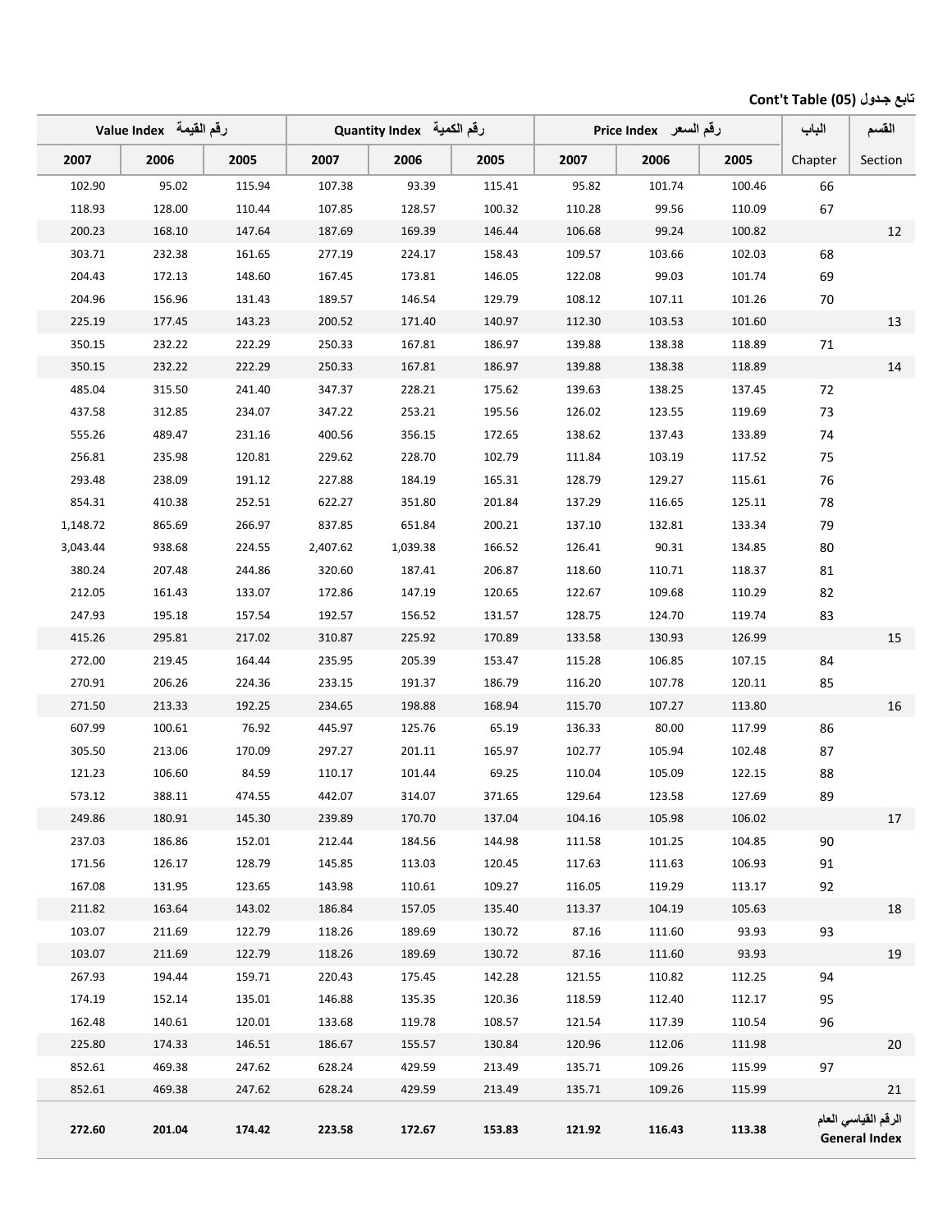**تابع جدول (05) Cont't Table**

| Value Index رقم القيمة | | | Quantity Index رقم الكمية | | | Price Index رقم السعر | | | الباب | القسم |
|---|---|---|---|---|---|---|---|---|---|---|
| 2007 | 2006 | 2005 | 2007 | 2006 | 2005 | 2007 | 2006 | 2005 | Chapter | Section |
| 102.90 | 95.02 | 115.94 | 107.38 | 93.39 | 115.41 | 95.82 | 101.74 | 100.46 | 66 | |
| 118.93 | 128.00 | 110.44 | 107.85 | 128.57 | 100.32 | 110.28 | 99.56 | 110.09 | 67 | |
| 200.23 | 168.10 | 147.64 | 187.69 | 169.39 | 146.44 | 106.68 | 99.24 | 100.82 | | 12 |
| 303.71 | 232.38 | 161.65 | 277.19 | 224.17 | 158.43 | 109.57 | 103.66 | 102.03 | 68 | |
| 204.43 | 172.13 | 148.60 | 167.45 | 173.81 | 146.05 | 122.08 | 99.03 | 101.74 | 69 | |
| 204.96 | 156.96 | 131.43 | 189.57 | 146.54 | 129.79 | 108.12 | 107.11 | 101.26 | 70 | |
| 225.19 | 177.45 | 143.23 | 200.52 | 171.40 | 140.97 | 112.30 | 103.53 | 101.60 | | 13 |
| 350.15 | 232.22 | 222.29 | 250.33 | 167.81 | 186.97 | 139.88 | 138.38 | 118.89 | 71 | |
| 350.15 | 232.22 | 222.29 | 250.33 | 167.81 | 186.97 | 139.88 | 138.38 | 118.89 | | 14 |
| 485.04 | 315.50 | 241.40 | 347.37 | 228.21 | 175.62 | 139.63 | 138.25 | 137.45 | 72 | |
| 437.58 | 312.85 | 234.07 | 347.22 | 253.21 | 195.56 | 126.02 | 123.55 | 119.69 | 73 | |
| 555.26 | 489.47 | 231.16 | 400.56 | 356.15 | 172.65 | 138.62 | 137.43 | 133.89 | 74 | |
| 256.81 | 235.98 | 120.81 | 229.62 | 228.70 | 102.79 | 111.84 | 103.19 | 117.52 | 75 | |
| 293.48 | 238.09 | 191.12 | 227.88 | 184.19 | 165.31 | 128.79 | 129.27 | 115.61 | 76 | |
| 854.31 | 410.38 | 252.51 | 622.27 | 351.80 | 201.84 | 137.29 | 116.65 | 125.11 | 78 | |
| 1,148.72 | 865.69 | 266.97 | 837.85 | 651.84 | 200.21 | 137.10 | 132.81 | 133.34 | 79 | |
| 3,043.44 | 938.68 | 224.55 | 2,407.62 | 1,039.38 | 166.52 | 126.41 | 90.31 | 134.85 | 80 | |
| 380.24 | 207.48 | 244.86 | 320.60 | 187.41 | 206.87 | 118.60 | 110.71 | 118.37 | 81 | |
| 212.05 | 161.43 | 133.07 | 172.86 | 147.19 | 120.65 | 122.67 | 109.68 | 110.29 | 82 | |
| 247.93 | 195.18 | 157.54 | 192.57 | 156.52 | 131.57 | 128.75 | 124.70 | 119.74 | 83 | |
| 415.26 | 295.81 | 217.02 | 310.87 | 225.92 | 170.89 | 133.58 | 130.93 | 126.99 | | 15 |
| 272.00 | 219.45 | 164.44 | 235.95 | 205.39 | 153.47 | 115.28 | 106.85 | 107.15 | 84 | |
| 270.91 | 206.26 | 224.36 | 233.15 | 191.37 | 186.79 | 116.20 | 107.78 | 120.11 | 85 | |
| 271.50 | 213.33 | 192.25 | 234.65 | 198.88 | 168.94 | 115.70 | 107.27 | 113.80 | | 16 |
| 607.99 | 100.61 | 76.92 | 445.97 | 125.76 | 65.19 | 136.33 | 80.00 | 117.99 | 86 | |
| 305.50 | 213.06 | 170.09 | 297.27 | 201.11 | 165.97 | 102.77 | 105.94 | 102.48 | 87 | |
| 121.23 | 106.60 | 84.59 | 110.17 | 101.44 | 69.25 | 110.04 | 105.09 | 122.15 | 88 | |
| 573.12 | 388.11 | 474.55 | 442.07 | 314.07 | 371.65 | 129.64 | 123.58 | 127.69 | 89 | |
| 249.86 | 180.91 | 145.30 | 239.89 | 170.70 | 137.04 | 104.16 | 105.98 | 106.02 | | 17 |
| 237.03 | 186.86 | 152.01 | 212.44 | 184.56 | 144.98 | 111.58 | 101.25 | 104.85 | 90 | |
| 171.56 | 126.17 | 128.79 | 145.85 | 113.03 | 120.45 | 117.63 | 111.63 | 106.93 | 91 | |
| 167.08 | 131.95 | 123.65 | 143.98 | 110.61 | 109.27 | 116.05 | 119.29 | 113.17 | 92 | |
| 211.82 | 163.64 | 143.02 | 186.84 | 157.05 | 135.40 | 113.37 | 104.19 | 105.63 | | 18 |
| 103.07 | 211.69 | 122.79 | 118.26 | 189.69 | 130.72 | 87.16 | 111.60 | 93.93 | 93 | |
| 103.07 | 211.69 | 122.79 | 118.26 | 189.69 | 130.72 | 87.16 | 111.60 | 93.93 | | 19 |
| 267.93 | 194.44 | 159.71 | 220.43 | 175.45 | 142.28 | 121.55 | 110.82 | 112.25 | 94 | |
| 174.19 | 152.14 | 135.01 | 146.88 | 135.35 | 120.36 | 118.59 | 112.40 | 112.17 | 95 | |
| 162.48 | 140.61 | 120.01 | 133.68 | 119.78 | 108.57 | 121.54 | 117.39 | 110.54 | 96 | |
| 225.80 | 174.33 | 146.51 | 186.67 | 155.57 | 130.84 | 120.96 | 112.06 | 111.98 | | 20 |
| 852.61 | 469.38 | 247.62 | 628.24 | 429.59 | 213.49 | 135.71 | 109.26 | 115.99 | 97 | |
| 852.61 | 469.38 | 247.62 | 628.24 | 429.59 | 213.49 | 135.71 | 109.26 | 115.99 | | 21 |
| **272.60** | **201.04** | **174.42** | **223.58** | **172.67** | **153.83** | **121.92** | **116.43** | **113.38** | **الرقم القياسي العام General Index** | |